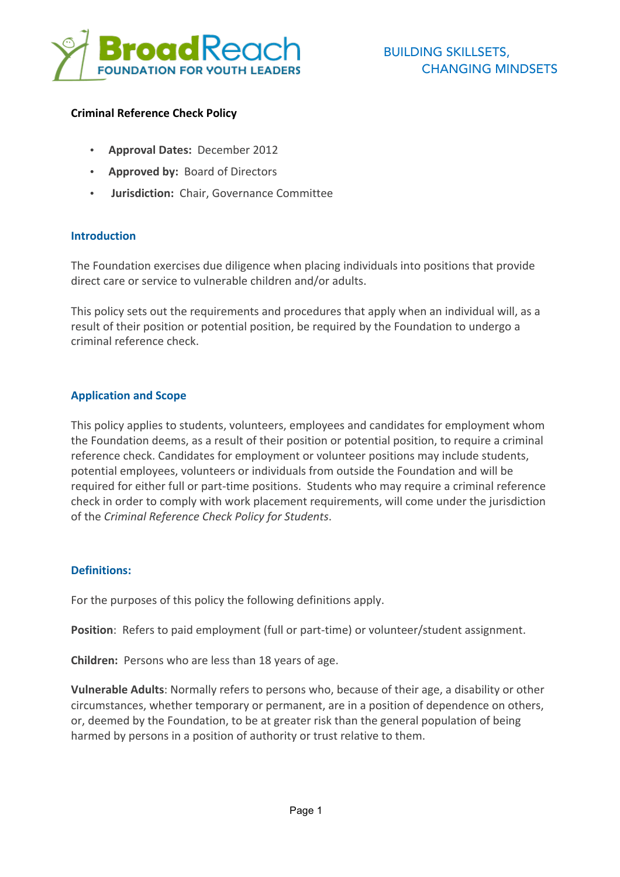BroadReach FOUNDATION FOR YOUTH LEADERS

BUILDING SKILLSETS, CHANGING MINDSETS

**Criminal Reference Check Policy**

- **Approval Dates:** December 2012
- **Approved by:** Board of Directors
- **Jurisdiction:** Chair, Governance Committee

## Introduction

The Foundation exercises due diligence when placing individuals into positions that provide direct care or service to vulnerable children and/or adults.

This policy sets out the requirements and procedures that apply when an individual will, as a result of their position or potential position, be required by the Foundation to undergo a criminal reference check.

## Application and Scope

This policy applies to students, volunteers, employees and candidates for employment whom the Foundation deems, as a result of their position or potential position, to require a criminal reference check. Candidates for employment or volunteer positions may include students, potential employees, volunteers or individuals from outside the Foundation and will be required for either full or part-time positions. Students who may require a criminal reference check in order to comply with work placement requirements, will come under the jurisdiction of the *Criminal Reference Check Policy for Students*.

## Definitions:

For the purposes of this policy the following definitions apply.

**Position**: Refers to paid employment (full or part-time) or volunteer/student assignment.

**Children:** Persons who are less than 18 years of age.

**Vulnerable Adults**: Normally refers to persons who, because of their age, a disability or other circumstances, whether temporary or permanent, are in a position of dependence on others, or, deemed by the Foundation, to be at greater risk than the general population of being harmed by persons in a position of authority or trust relative to them.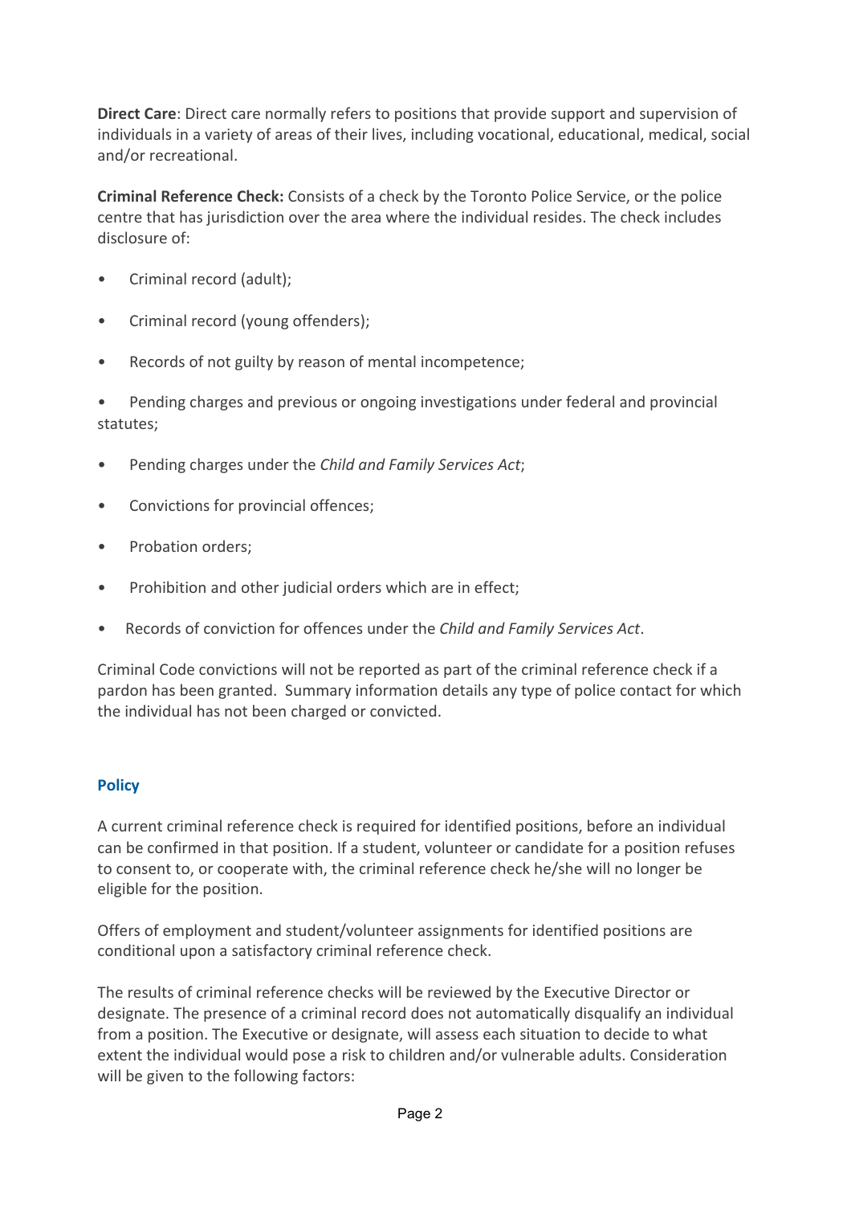**Direct Care**: Direct care normally refers to positions that provide support and supervision of individuals in a variety of areas of their lives, including vocational, educational, medical, social and/or recreational.

**Criminal Reference Check:** Consists of a check by the Toronto Police Service, or the police centre that has jurisdiction over the area where the individual resides. The check includes disclosure of:

- Criminal record (adult);
- Criminal record (young offenders);
- Records of not guilty by reason of mental incompetence;
- Pending charges and previous or ongoing investigations under federal and provincial statutes;
- Pending charges under the *Child and Family Services Act*;
- Convictions for provincial offences;
- Probation orders;
- Prohibition and other judicial orders which are in effect;
- Records of conviction for offences under the *Child and Family Services Act*.

Criminal Code convictions will not be reported as part of the criminal reference check if a pardon has been granted. Summary information details any type of police contact for which the individual has not been charged or convicted.

## Policy

A current criminal reference check is required for identified positions, before an individual can be confirmed in that position. If a student, volunteer or candidate for a position refuses to consent to, or cooperate with, the criminal reference check he/she will no longer be eligible for the position.

Offers of employment and student/volunteer assignments for identified positions are conditional upon a satisfactory criminal reference check.

The results of criminal reference checks will be reviewed by the Executive Director or designate. The presence of a criminal record does not automatically disqualify an individual from a position. The Executive or designate, will assess each situation to decide to what extent the individual would pose a risk to children and/or vulnerable adults. Consideration will be given to the following factors: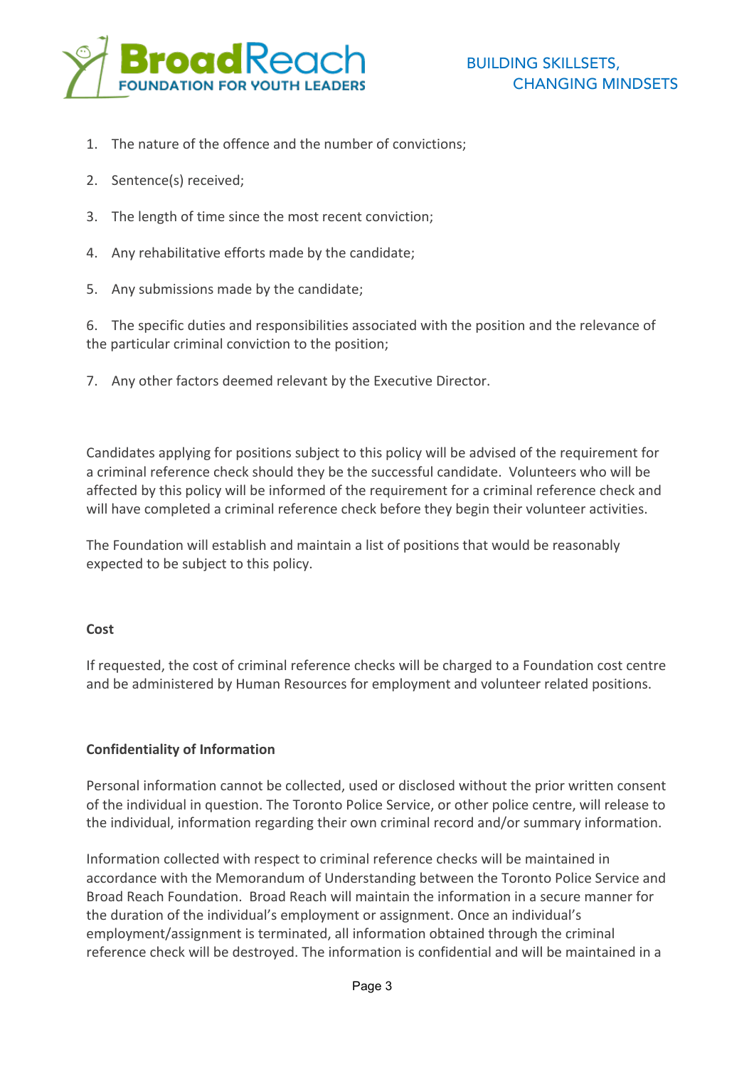1. The nature of the offence and the number of convictions;
2. Sentence(s) received;
3. The length of time since the most recent conviction;
4. Any rehabilitative efforts made by the candidate;
5. Any submissions made by the candidate;
6. The specific duties and responsibilities associated with the position and the relevance of the particular criminal conviction to the position;
7. Any other factors deemed relevant by the Executive Director.

Candidates applying for positions subject to this policy will be advised of the requirement for a criminal reference check should they be the successful candidate. Volunteers who will be affected by this policy will be informed of the requirement for a criminal reference check and will have completed a criminal reference check before they begin their volunteer activities.

The Foundation will establish and maintain a list of positions that would be reasonably expected to be subject to this policy.

**Cost**

If requested, the cost of criminal reference checks will be charged to a Foundation cost centre and be administered by Human Resources for employment and volunteer related positions.

**Confidentiality of Information**

Personal information cannot be collected, used or disclosed without the prior written consent of the individual in question. The Toronto Police Service, or other police centre, will release to the individual, information regarding their own criminal record and/or summary information.

Information collected with respect to criminal reference checks will be maintained in accordance with the Memorandum of Understanding between the Toronto Police Service and Broad Reach Foundation. Broad Reach will maintain the information in a secure manner for the duration of the individual's employment or assignment. Once an individual's employment/assignment is terminated, all information obtained through the criminal reference check will be destroyed. The information is confidential and will be maintained in a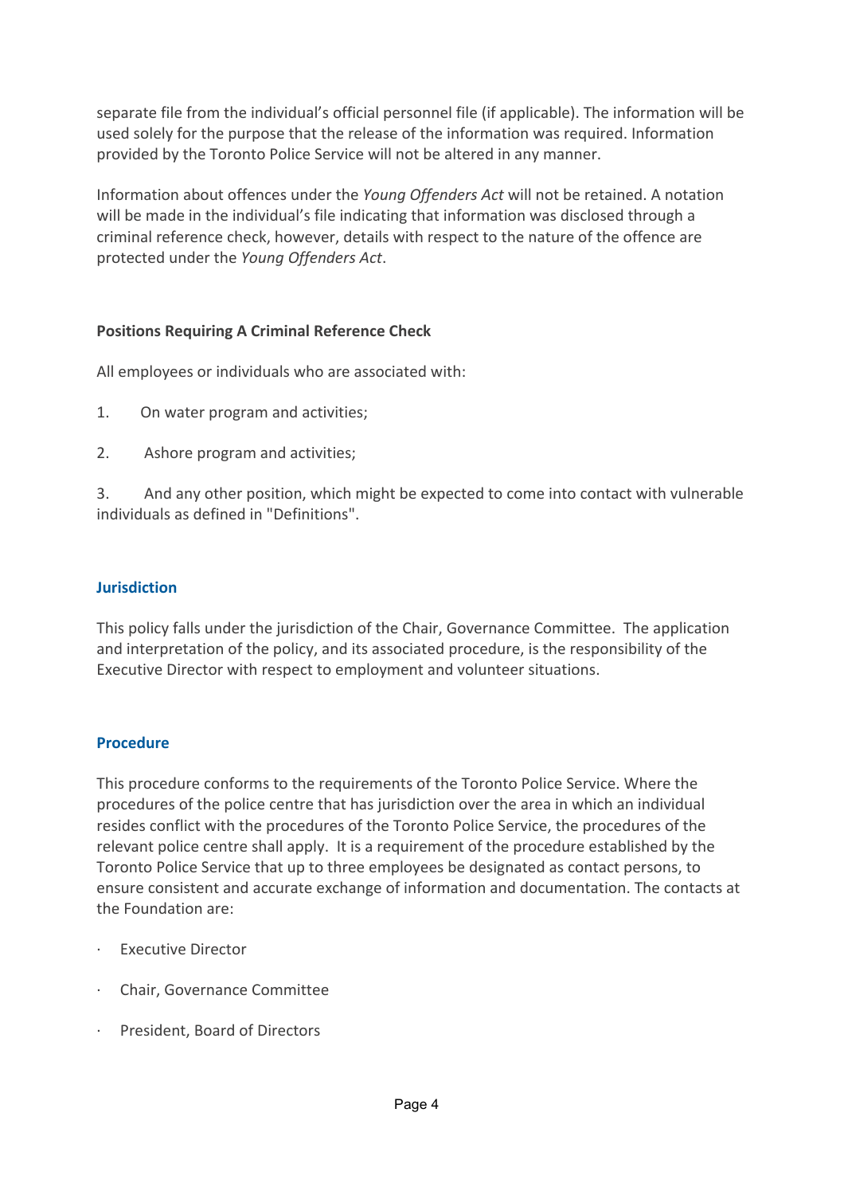separate file from the individual's official personnel file (if applicable). The information will be used solely for the purpose that the release of the information was required. Information provided by the Toronto Police Service will not be altered in any manner.

Information about offences under the *Young Offenders Act* will not be retained. A notation will be made in the individual's file indicating that information was disclosed through a criminal reference check, however, details with respect to the nature of the offence are protected under the *Young Offenders Act*.

**Positions Requiring A Criminal Reference Check**

All employees or individuals who are associated with:

1. On water program and activities;
2. Ashore program and activities;
3. And any other position, which might be expected to come into contact with vulnerable individuals as defined in "Definitions".

## Jurisdiction

This policy falls under the jurisdiction of the Chair, Governance Committee. The application and interpretation of the policy, and its associated procedure, is the responsibility of the Executive Director with respect to employment and volunteer situations.

## Procedure

This procedure conforms to the requirements of the Toronto Police Service. Where the procedures of the police centre that has jurisdiction over the area in which an individual resides conflict with the procedures of the Toronto Police Service, the procedures of the relevant police centre shall apply. It is a requirement of the procedure established by the Toronto Police Service that up to three employees be designated as contact persons, to ensure consistent and accurate exchange of information and documentation. The contacts at the Foundation are:

- Executive Director
- Chair, Governance Committee
- President, Board of Directors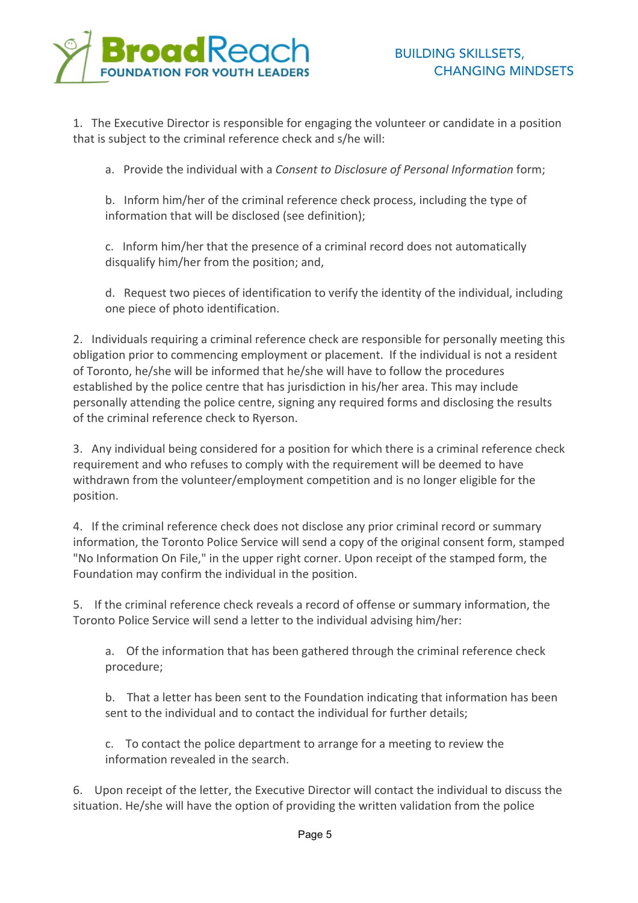1. The Executive Director is responsible for engaging the volunteer or candidate in a position that is subject to the criminal reference check and s/he will:

   a. Provide the individual with a *Consent to Disclosure of Personal Information* form;

   b. Inform him/her of the criminal reference check process, including the type of information that will be disclosed (see definition);

   c. Inform him/her that the presence of a criminal record does not automatically disqualify him/her from the position; and,

   d. Request two pieces of identification to verify the identity of the individual, including one piece of photo identification.

2. Individuals requiring a criminal reference check are responsible for personally meeting this obligation prior to commencing employment or placement. If the individual is not a resident of Toronto, he/she will be informed that he/she will have to follow the procedures established by the police centre that has jurisdiction in his/her area. This may include personally attending the police centre, signing any required forms and disclosing the results of the criminal reference check to Ryerson.

3. Any individual being considered for a position for which there is a criminal reference check requirement and who refuses to comply with the requirement will be deemed to have withdrawn from the volunteer/employment competition and is no longer eligible for the position.

4. If the criminal reference check does not disclose any prior criminal record or summary information, the Toronto Police Service will send a copy of the original consent form, stamped "No Information On File," in the upper right corner. Upon receipt of the stamped form, the Foundation may confirm the individual in the position.

5. If the criminal reference check reveals a record of offense or summary information, the Toronto Police Service will send a letter to the individual advising him/her:

   a. Of the information that has been gathered through the criminal reference check procedure;

   b. That a letter has been sent to the Foundation indicating that information has been sent to the individual and to contact the individual for further details;

   c. To contact the police department to arrange for a meeting to review the information revealed in the search.

6. Upon receipt of the letter, the Executive Director will contact the individual to discuss the situation. He/she will have the option of providing the written validation from the police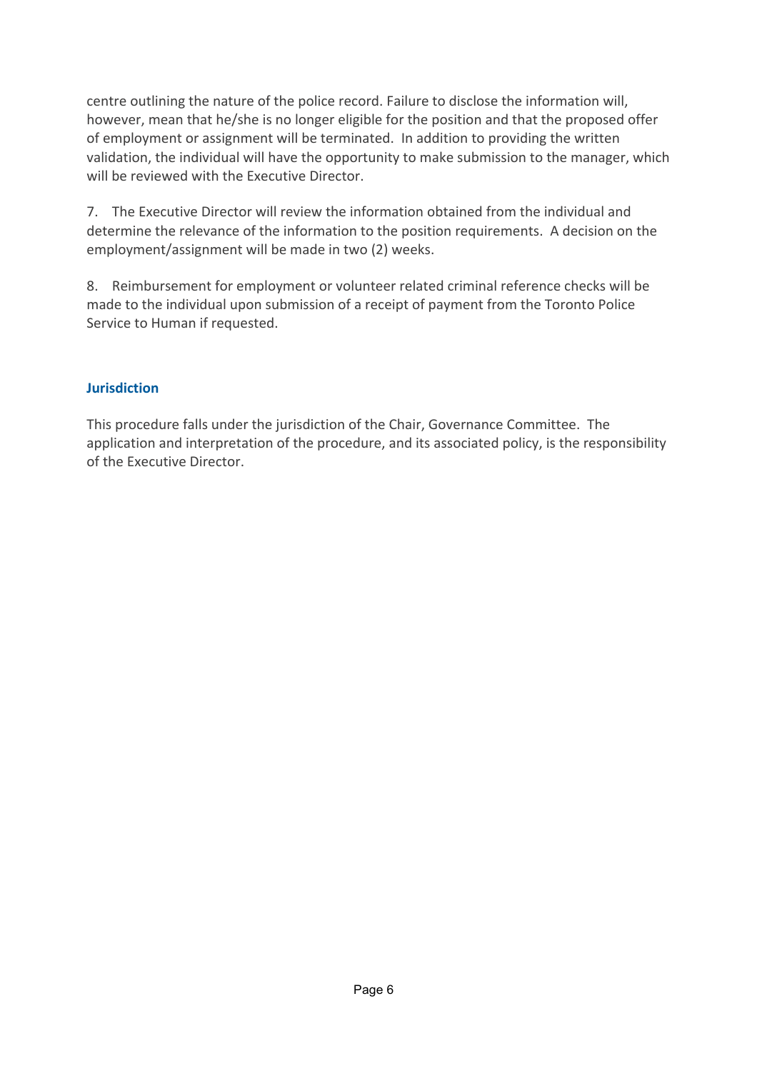centre outlining the nature of the police record. Failure to disclose the information will, however, mean that he/she is no longer eligible for the position and that the proposed offer of employment or assignment will be terminated. In addition to providing the written validation, the individual will have the opportunity to make submission to the manager, which will be reviewed with the Executive Director.

7. The Executive Director will review the information obtained from the individual and determine the relevance of the information to the position requirements. A decision on the employment/assignment will be made in two (2) weeks.

8. Reimbursement for employment or volunteer related criminal reference checks will be made to the individual upon submission of a receipt of payment from the Toronto Police Service to Human if requested.

## Jurisdiction

This procedure falls under the jurisdiction of the Chair, Governance Committee. The application and interpretation of the procedure, and its associated policy, is the responsibility of the Executive Director.